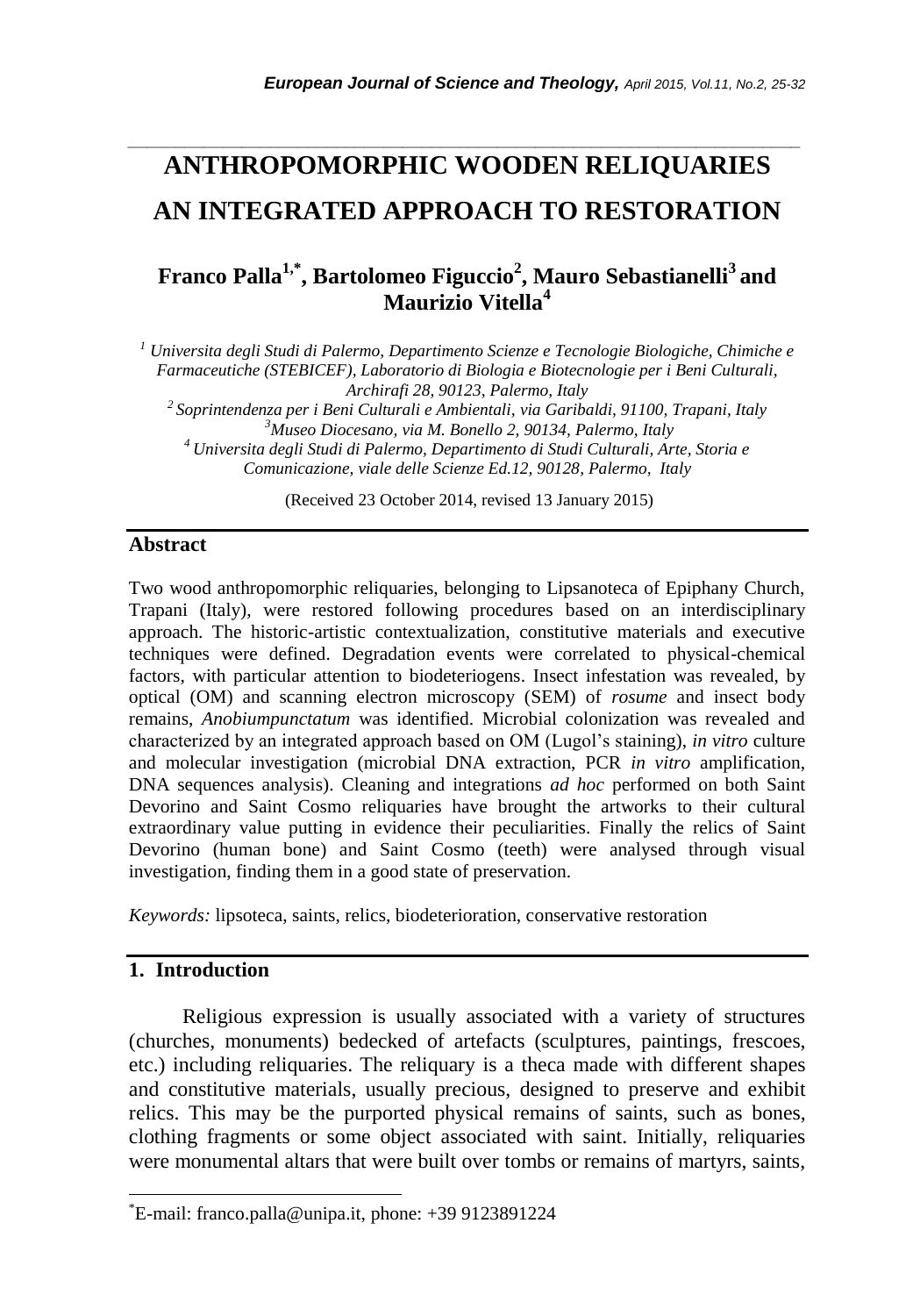# ANTHROPOMORPHIC WOODEN RELIQUARIES AN INTEGRATED APPROACH TO RESTORATION

**Franco Palla[1,*], Bartolomeo Figuccio[2], Mauro Sebastianelli[3] and Maurizio Vitella[4]**

*[1] Universita degli Studi di Palermo, Departimento Scienze e Tecnologie Biologiche, Chimiche e Farmaceutiche (STEBICEF), Laboratorio di Biologia e Biotecnologie per i Beni Culturali, Archirafi 28, 90123, Palermo, Italy*
*[2] Soprintendenza per i Beni Culturali e Ambientali, via Garibaldi, 91100, Trapani, Italy*
*[3] Museo Diocesano, via M. Bonello 2, 90134, Palermo, Italy*
*[4] Universita degli Studi di Palermo, Departimento di Studi Culturali, Arte, Storia e Comunicazione, viale delle Scienze Ed.12, 90128, Palermo, Italy*

(Received 23 October 2014, revised 13 January 2015)

## Abstract

Two wood anthropomorphic reliquaries, belonging to Lipsanoteca of Epiphany Church, Trapani (Italy), were restored following procedures based on an interdisciplinary approach. The historic-artistic contextualization, constitutive materials and executive techniques were defined. Degradation events were correlated to physical-chemical factors, with particular attention to biodeteriogens. Insect infestation was revealed, by optical (OM) and scanning electron microscopy (SEM) of *rosume* and insect body remains, *Anobiumpunctatum* was identified. Microbial colonization was revealed and characterized by an integrated approach based on OM (Lugol's staining), *in vitro* culture and molecular investigation (microbial DNA extraction, PCR *in vitro* amplification, DNA sequences analysis). Cleaning and integrations *ad hoc* performed on both Saint Devorino and Saint Cosmo reliquaries have brought the artworks to their cultural extraordinary value putting in evidence their peculiarities. Finally the relics of Saint Devorino (human bone) and Saint Cosmo (teeth) were analysed through visual investigation, finding them in a good state of preservation.

*Keywords:* lipsoteca, saints, relics, biodeterioration, conservative restoration

## 1. Introduction

Religious expression is usually associated with a variety of structures (churches, monuments) bedecked of artefacts (sculptures, paintings, frescoes, etc.) including reliquaries. The reliquary is a theca made with different shapes and constitutive materials, usually precious, designed to preserve and exhibit relics. This may be the purported physical remains of saints, such as bones, clothing fragments or some object associated with saint. Initially, reliquaries were monumental altars that were built over tombs or remains of martyrs, saints,

---

[*] E-mail: franco.palla@unipa.it, phone: +39 9123891224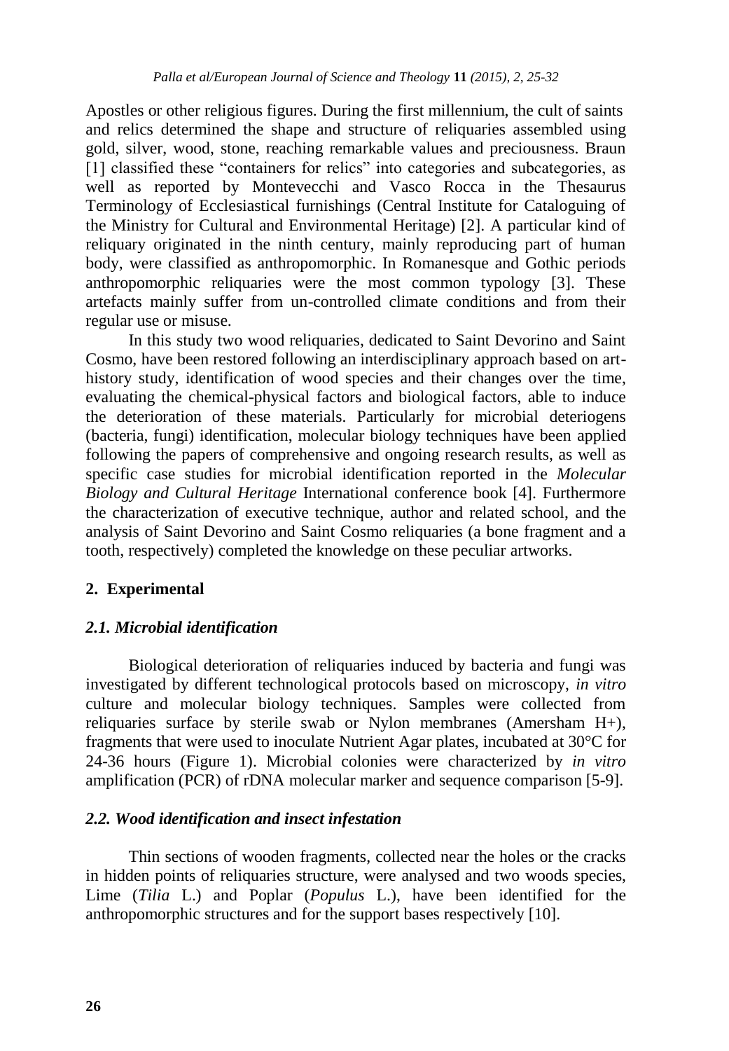Apostles or other religious figures. During the first millennium, the cult of saints and relics determined the shape and structure of reliquaries assembled using gold, silver, wood, stone, reaching remarkable values and preciousness. Braun [1] classified these "containers for relics" into categories and subcategories, as well as reported by Montevecchi and Vasco Rocca in the Thesaurus Terminology of Ecclesiastical furnishings (Central Institute for Cataloguing of the Ministry for Cultural and Environmental Heritage) [2]. A particular kind of reliquary originated in the ninth century, mainly reproducing part of human body, were classified as anthropomorphic. In Romanesque and Gothic periods anthropomorphic reliquaries were the most common typology [3]. These artefacts mainly suffer from un-controlled climate conditions and from their regular use or misuse.

In this study two wood reliquaries, dedicated to Saint Devorino and Saint Cosmo, have been restored following an interdisciplinary approach based on art-history study, identification of wood species and their changes over the time, evaluating the chemical-physical factors and biological factors, able to induce the deterioration of these materials. Particularly for microbial deteriogens (bacteria, fungi) identification, molecular biology techniques have been applied following the papers of comprehensive and ongoing research results, as well as specific case studies for microbial identification reported in the *Molecular Biology and Cultural Heritage* International conference book [4]. Furthermore the characterization of executive technique, author and related school, and the analysis of Saint Devorino and Saint Cosmo reliquaries (a bone fragment and a tooth, respectively) completed the knowledge on these peculiar artworks.

## 2. Experimental

### *2.1. Microbial identification*

Biological deterioration of reliquaries induced by bacteria and fungi was investigated by different technological protocols based on microscopy, *in vitro* culture and molecular biology techniques. Samples were collected from reliquaries surface by sterile swab or Nylon membranes (Amersham H+), fragments that were used to inoculate Nutrient Agar plates, incubated at 30°C for 24-36 hours (Figure 1). Microbial colonies were characterized by *in vitro* amplification (PCR) of rDNA molecular marker and sequence comparison [5-9].

### *2.2. Wood identification and insect infestation*

Thin sections of wooden fragments, collected near the holes or the cracks in hidden points of reliquaries structure, were analysed and two woods species, Lime (*Tilia* L.) and Poplar (*Populus* L.), have been identified for the anthropomorphic structures and for the support bases respectively [10].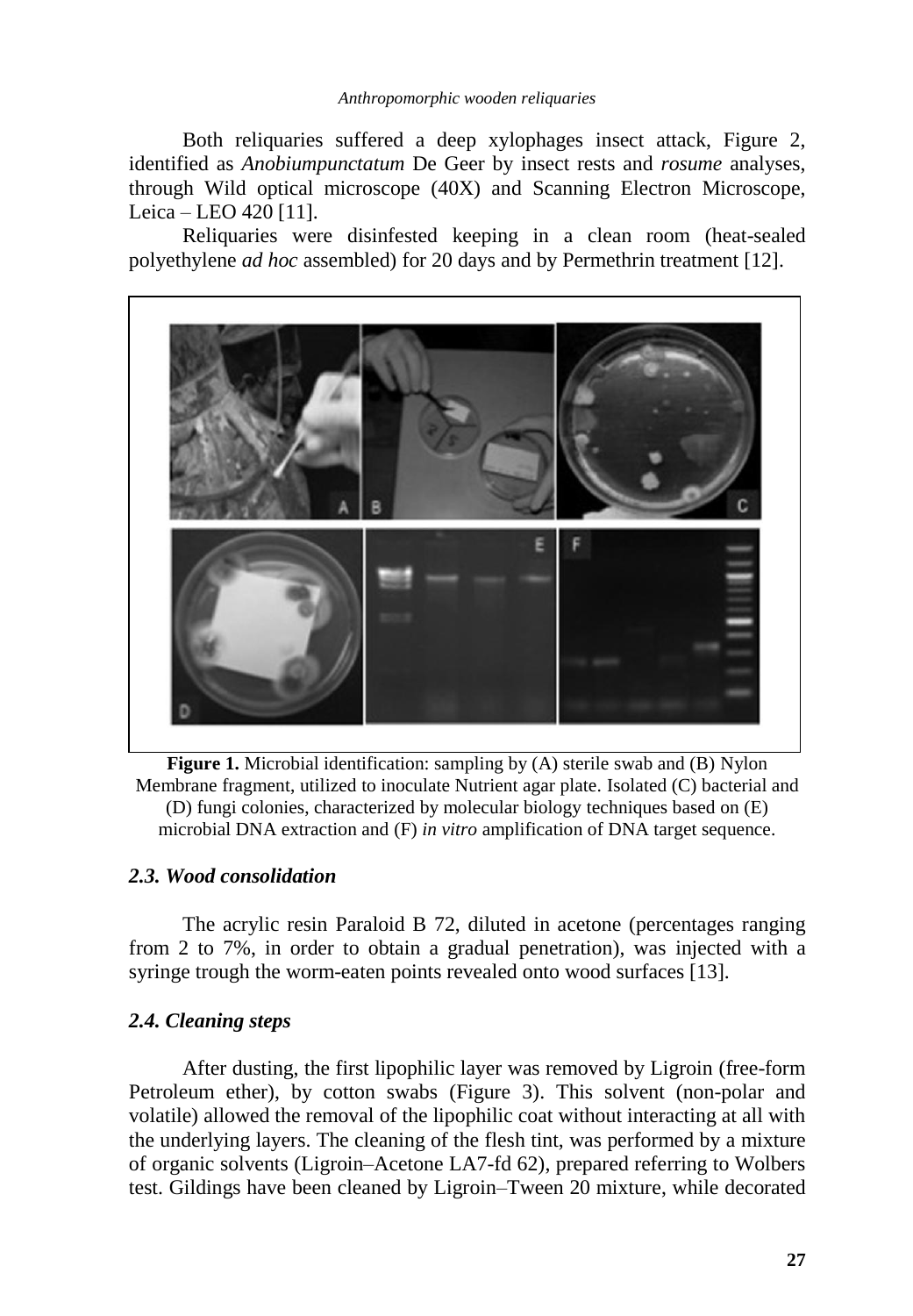Both reliquaries suffered a deep xylophages insect attack, Figure 2, identified as *Anobiumpunctatum* De Geer by insect rests and *rosume* analyses, through Wild optical microscope (40X) and Scanning Electron Microscope, Leica – LEO 420 [11].

Reliquaries were disinfested keeping in a clean room (heat-sealed polyethylene *ad hoc* assembled) for 20 days and by Permethrin treatment [12].

**Figure 1.** Microbial identification: sampling by (A) sterile swab and (B) Nylon Membrane fragment, utilized to inoculate Nutrient agar plate. Isolated (C) bacterial and (D) fungi colonies, characterized by molecular biology techniques based on (E) microbial DNA extraction and (F) *in vitro* amplification of DNA target sequence.

### *2.3. Wood consolidation*

The acrylic resin Paraloid B 72, diluted in acetone (percentages ranging from 2 to 7%, in order to obtain a gradual penetration), was injected with a syringe trough the worm-eaten points revealed onto wood surfaces [13].

### *2.4. Cleaning steps*

After dusting, the first lipophilic layer was removed by Ligroin (free-form Petroleum ether), by cotton swabs (Figure 3). This solvent (non-polar and volatile) allowed the removal of the lipophilic coat without interacting at all with the underlying layers. The cleaning of the flesh tint, was performed by a mixture of organic solvents (Ligroin–Acetone LA7-fd 62), prepared referring to Wolbers test. Gildings have been cleaned by Ligroin–Tween 20 mixture, while decorated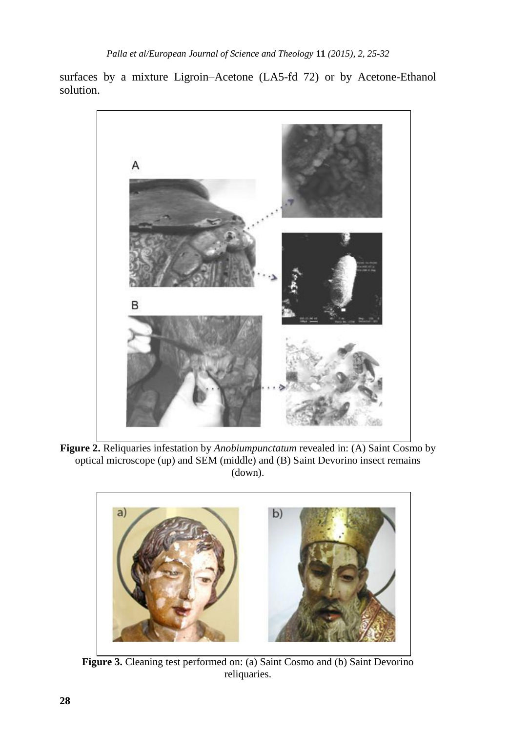surfaces by a mixture Ligroin–Acetone (LA5-fd 72) or by Acetone-Ethanol solution.

**Figure 2.** Reliquaries infestation by *Anobiumpunctatum* revealed in: (A) Saint Cosmo by optical microscope (up) and SEM (middle) and (B) Saint Devorino insect remains (down).

**Figure 3.** Cleaning test performed on: (a) Saint Cosmo and (b) Saint Devorino reliquaries.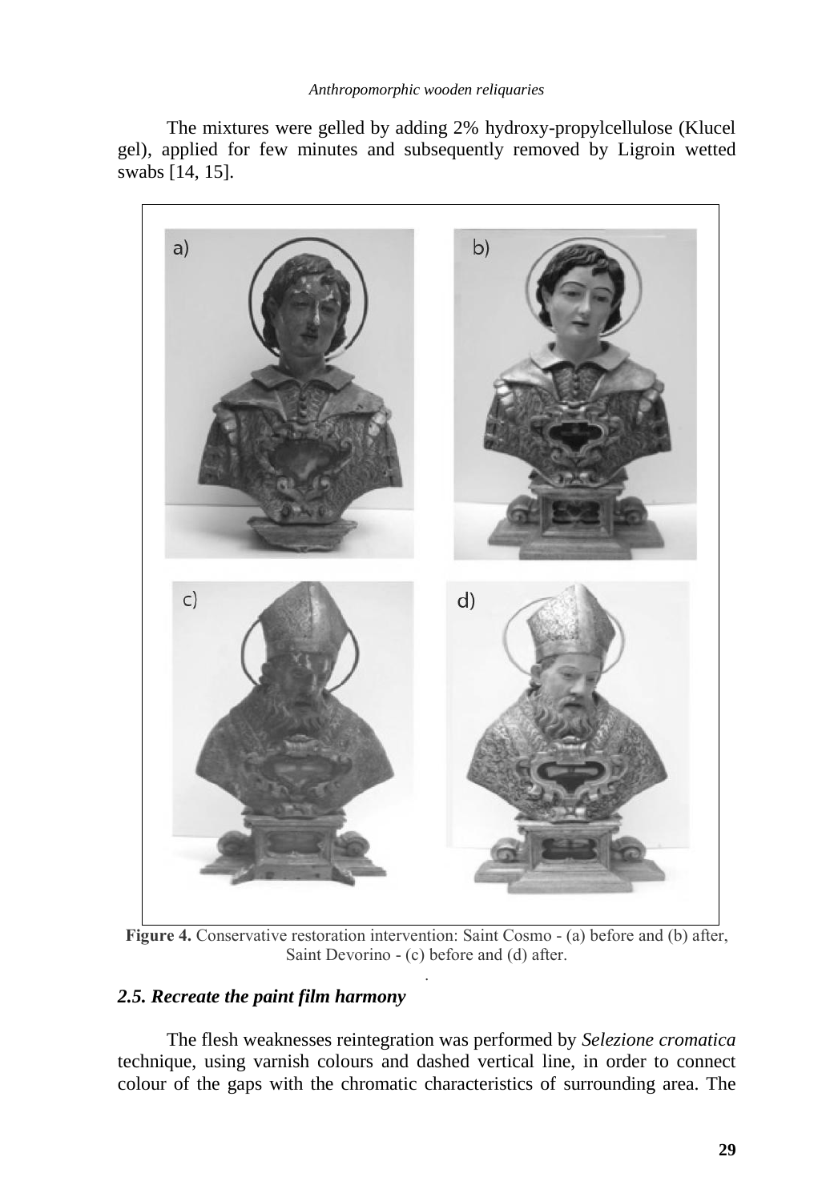The mixtures were gelled by adding 2% hydroxy-propylcellulose (Klucel gel), applied for few minutes and subsequently removed by Ligroin wetted swabs [14, 15].

**Figure 4.** Conservative restoration intervention: Saint Cosmo - (a) before and (b) after, Saint Devorino - (c) before and (d) after.

### *2.5. Recreate the paint film harmony*

The flesh weaknesses reintegration was performed by *Selezione cromatica* technique, using varnish colours and dashed vertical line, in order to connect colour of the gaps with the chromatic characteristics of surrounding area. The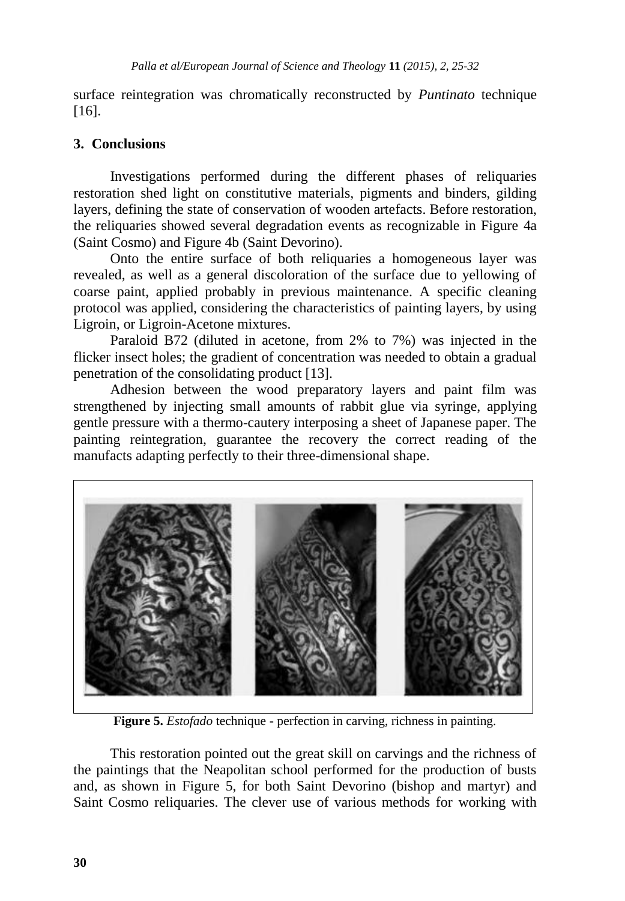surface reintegration was chromatically reconstructed by *Puntinato* technique [16].

## 3. Conclusions

Investigations performed during the different phases of reliquaries restoration shed light on constitutive materials, pigments and binders, gilding layers, defining the state of conservation of wooden artefacts. Before restoration, the reliquaries showed several degradation events as recognizable in Figure 4a (Saint Cosmo) and Figure 4b (Saint Devorino).

Onto the entire surface of both reliquaries a homogeneous layer was revealed, as well as a general discoloration of the surface due to yellowing of coarse paint, applied probably in previous maintenance. A specific cleaning protocol was applied, considering the characteristics of painting layers, by using Ligroin, or Ligroin-Acetone mixtures.

Paraloid B72 (diluted in acetone, from 2% to 7%) was injected in the flicker insect holes; the gradient of concentration was needed to obtain a gradual penetration of the consolidating product [13].

Adhesion between the wood preparatory layers and paint film was strengthened by injecting small amounts of rabbit glue via syringe, applying gentle pressure with a thermo-cautery interposing a sheet of Japanese paper. The painting reintegration, guarantee the recovery the correct reading of the manufacts adapting perfectly to their three-dimensional shape.

**Figure 5.** *Estofado* technique - perfection in carving, richness in painting.

This restoration pointed out the great skill on carvings and the richness of the paintings that the Neapolitan school performed for the production of busts and, as shown in Figure 5, for both Saint Devorino (bishop and martyr) and Saint Cosmo reliquaries. The clever use of various methods for working with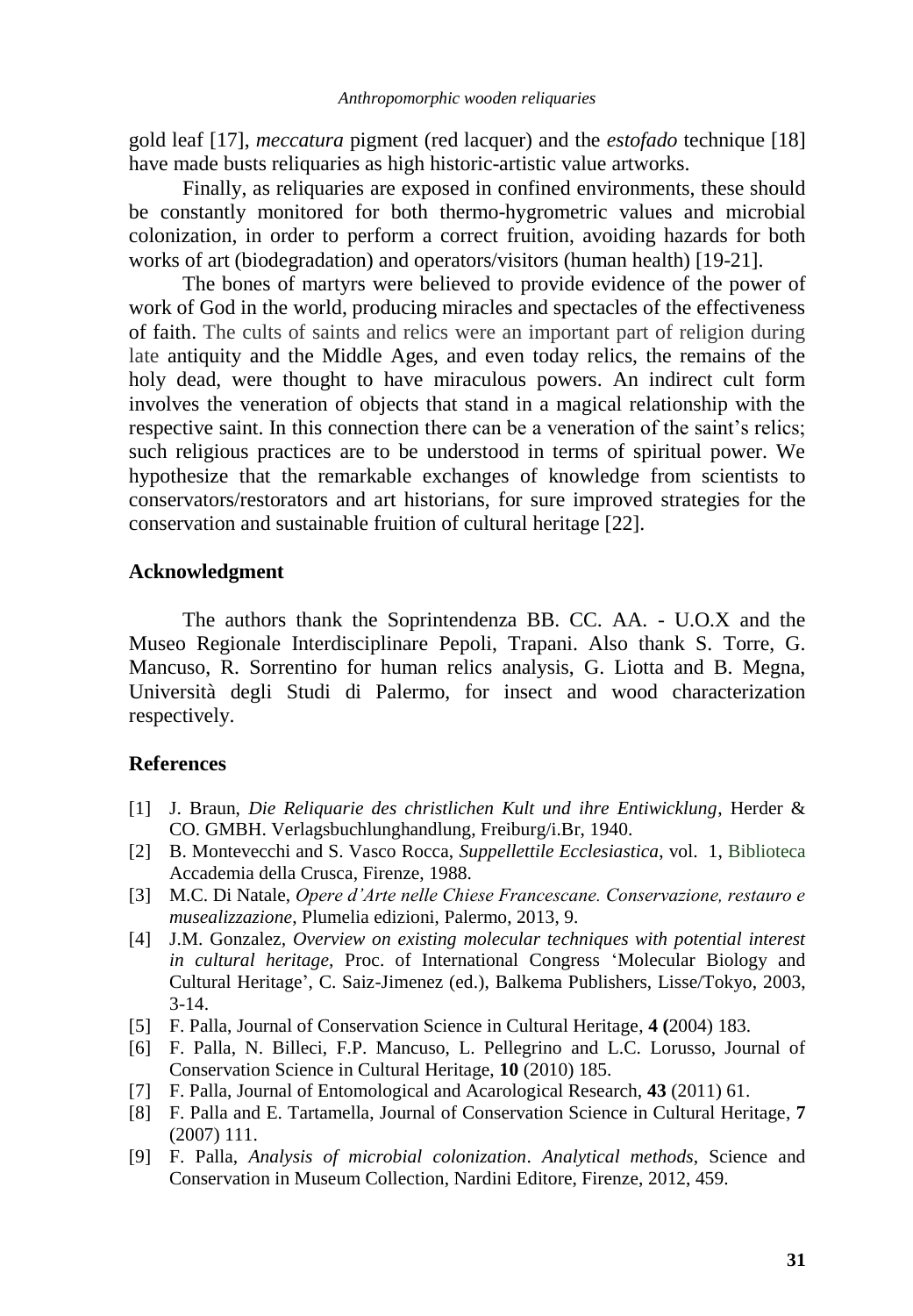gold leaf [17], *meccatura* pigment (red lacquer) and the *estofado* technique [18] have made busts reliquaries as high historic-artistic value artworks.

Finally, as reliquaries are exposed in confined environments, these should be constantly monitored for both thermo-hygrometric values and microbial colonization, in order to perform a correct fruition, avoiding hazards for both works of art (biodegradation) and operators/visitors (human health) [19-21].

The bones of martyrs were believed to provide evidence of the power of work of God in the world, producing miracles and spectacles of the effectiveness of faith. The cults of saints and relics were an important part of religion during late antiquity and the Middle Ages, and even today relics, the remains of the holy dead, were thought to have miraculous powers. An indirect cult form involves the veneration of objects that stand in a magical relationship with the respective saint. In this connection there can be a veneration of the saint's relics; such religious practices are to be understood in terms of spiritual power. We hypothesize that the remarkable exchanges of knowledge from scientists to conservators/restorators and art historians, for sure improved strategies for the conservation and sustainable fruition of cultural heritage [22].

## Acknowledgment

The authors thank the Soprintendenza BB. CC. AA. - U.O.X and the Museo Regionale Interdisciplinare Pepoli, Trapani. Also thank S. Torre, G. Mancuso, R. Sorrentino for human relics analysis, G. Liotta and B. Megna, Università degli Studi di Palermo, for insect and wood characterization respectively.

## References

[1] J. Braun, *Die Reliquarie des christlichen Kult und ihre Entwicklung*, Herder & CO. GMBH. Verlagsbuchlunghandlung, Freiburg/i.Br, 1940.

[2] B. Montevecchi and S. Vasco Rocca, *Suppellettile Ecclesiastica*, vol. 1, Biblioteca Accademia della Crusca, Firenze, 1988.

[3] M.C. Di Natale, *Opere d'Arte nelle Chiese Francescane. Conservazione, restauro e musealizzazione*, Plumelia edizioni, Palermo, 2013, 9.

[4] J.M. Gonzalez, *Overview on existing molecular techniques with potential interest in cultural heritage*, Proc. of International Congress 'Molecular Biology and Cultural Heritage', C. Saiz-Jimenez (ed.), Balkema Publishers, Lisse/Tokyo, 2003, 3-14.

[5] F. Palla, Journal of Conservation Science in Cultural Heritage, **4 (**2004) 183.

[6] F. Palla, N. Billeci, F.P. Mancuso, L. Pellegrino and L.C. Lorusso, Journal of Conservation Science in Cultural Heritage, **10** (2010) 185.

[7] F. Palla, Journal of Entomological and Acarological Research, **43** (2011) 61.

[8] F. Palla and E. Tartamella, Journal of Conservation Science in Cultural Heritage, **7** (2007) 111.

[9] F. Palla, *Analysis of microbial colonization*. *Analytical methods*, Science and Conservation in Museum Collection, Nardini Editore, Firenze, 2012, 459.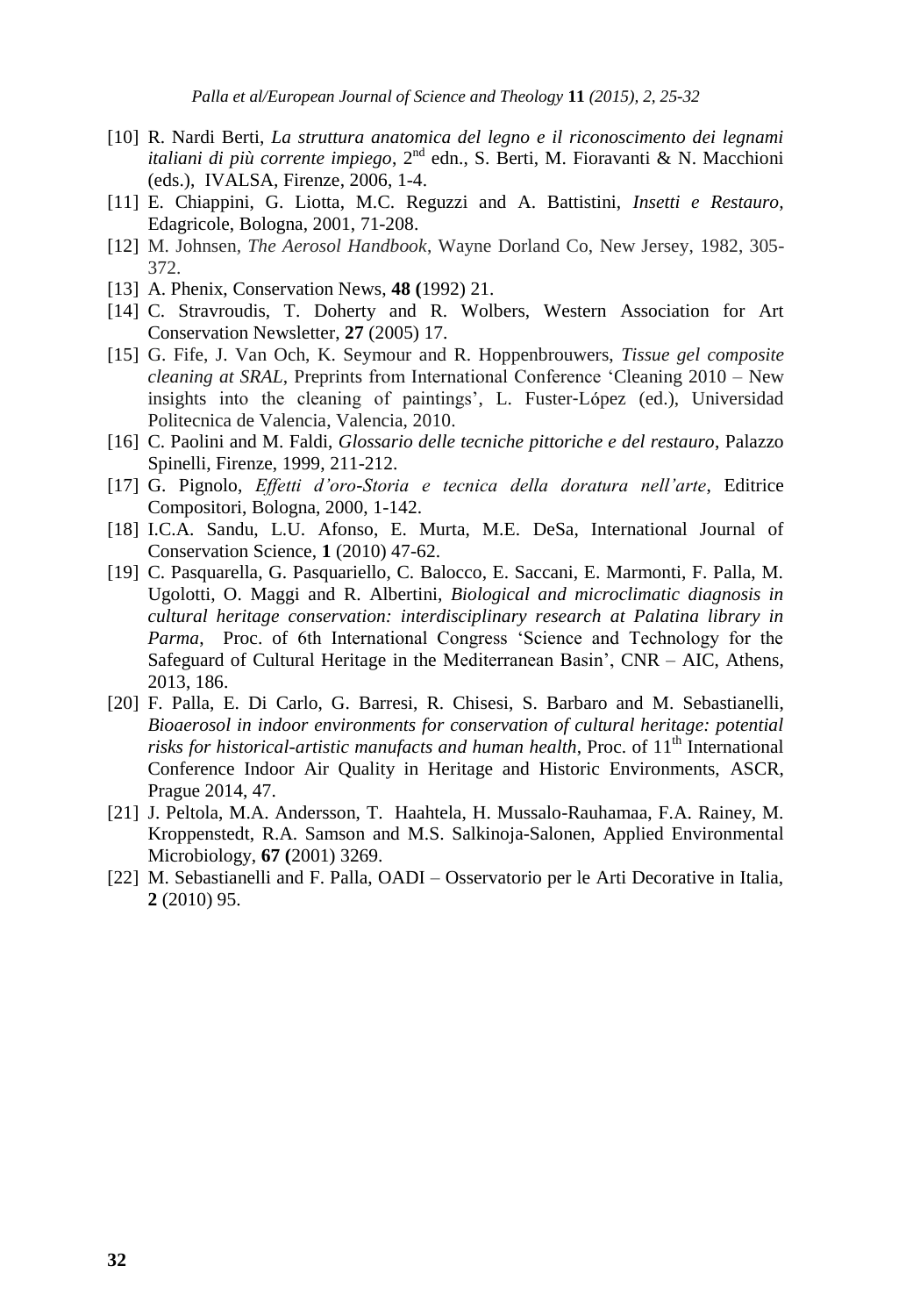[10] R. Nardi Berti, *La struttura anatomica del legno e il riconoscimento dei legnami italiani di più corrente impiego*, 2nd edn., S. Berti, M. Fioravanti & N. Macchioni (eds.), IVALSA, Firenze, 2006, 1-4.

[11] E. Chiappini, G. Liotta, M.C. Reguzzi and A. Battistini, *Insetti e Restauro*, Edagricole, Bologna, 2001, 71-208.

[12] M. Johnsen, *The Aerosol Handbook*, Wayne Dorland Co, New Jersey, 1982, 305-372.

[13] A. Phenix, Conservation News, **48** (1992) 21.

[14] C. Stravroudis, T. Doherty and R. Wolbers, Western Association for Art Conservation Newsletter, **27** (2005) 17.

[15] G. Fife, J. Van Och, K. Seymour and R. Hoppenbrouwers, *Tissue gel composite cleaning at SRAL*, Preprints from International Conference 'Cleaning 2010 – New insights into the cleaning of paintings', L. Fuster-López (ed.), Universidad Politecnica de Valencia, Valencia, 2010.

[16] C. Paolini and M. Faldi, *Glossario delle tecniche pittoriche e del restauro*, Palazzo Spinelli, Firenze, 1999, 211-212.

[17] G. Pignolo, *Effetti d'oro-Storia e tecnica della doratura nell'arte*, Editrice Compositori, Bologna, 2000, 1-142.

[18] I.C.A. Sandu, L.U. Afonso, E. Murta, M.E. DeSa, International Journal of Conservation Science, **1** (2010) 47-62.

[19] C. Pasquarella, G. Pasquariello, C. Balocco, E. Saccani, E. Marmonti, F. Palla, M. Ugolotti, O. Maggi and R. Albertini, *Biological and microclimatic diagnosis in cultural heritage conservation: interdisciplinary research at Palatina library in Parma*, Proc. of 6th International Congress 'Science and Technology for the Safeguard of Cultural Heritage in the Mediterranean Basin', CNR – AIC, Athens, 2013, 186.

[20] F. Palla, E. Di Carlo, G. Barresi, R. Chisesi, S. Barbaro and M. Sebastianelli, *Bioaerosol in indoor environments for conservation of cultural heritage: potential risks for historical-artistic manufacts and human health*, Proc. of 11th International Conference Indoor Air Quality in Heritage and Historic Environments, ASCR, Prague 2014, 47.

[21] J. Peltola, M.A. Andersson, T. Haahtela, H. Mussalo-Rauhamaa, F.A. Rainey, M. Kroppenstedt, R.A. Samson and M.S. Salkinoja-Salonen, Applied Environmental Microbiology, **67** (2001) 3269.

[22] M. Sebastianelli and F. Palla, OADI – Osservatorio per le Arti Decorative in Italia, **2** (2010) 95.